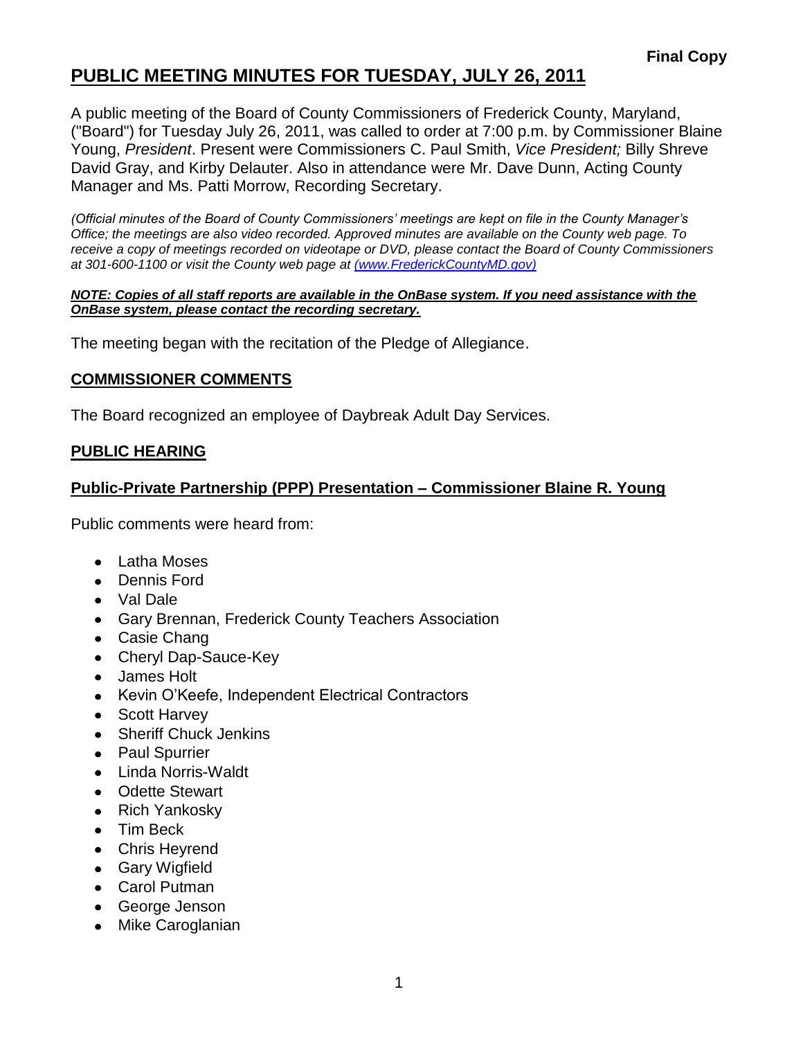**Final Copy**

# PUBLIC MEETING MINUTES FOR TUESDAY, JULY 26, 2011

A public meeting of the Board of County Commissioners of Frederick County, Maryland, ("Board") for Tuesday July 26, 2011, was called to order at 7:00 p.m. by Commissioner Blaine Young, *President*. Present were Commissioners C. Paul Smith, *Vice President;* Billy Shreve David Gray, and Kirby Delauter. Also in attendance were Mr. Dave Dunn, Acting County Manager and Ms. Patti Morrow, Recording Secretary.

*(Official minutes of the Board of County Commissioners' meetings are kept on file in the County Manager's Office; the meetings are also video recorded. Approved minutes are available on the County web page. To receive a copy of meetings recorded on videotape or DVD, please contact the Board of County Commissioners at 301-600-1100 or visit the County web page at (www.FrederickCountyMD.gov)*

***NOTE: Copies of all staff reports are available in the OnBase system. If you need assistance with the OnBase system, please contact the recording secretary.***

The meeting began with the recitation of the Pledge of Allegiance.

## COMMISSIONER COMMENTS

The Board recognized an employee of Daybreak Adult Day Services.

## PUBLIC HEARING

### Public-Private Partnership (PPP) Presentation – Commissioner Blaine R. Young

Public comments were heard from:

- Latha Moses
- Dennis Ford
- Val Dale
- Gary Brennan, Frederick County Teachers Association
- Casie Chang
- Cheryl Dap-Sauce-Key
- James Holt
- Kevin O'Keefe, Independent Electrical Contractors
- Scott Harvey
- Sheriff Chuck Jenkins
- Paul Spurrier
- Linda Norris-Waldt
- Odette Stewart
- Rich Yankosky
- Tim Beck
- Chris Heyrend
- Gary Wigfield
- Carol Putman
- George Jenson
- Mike Caroglanian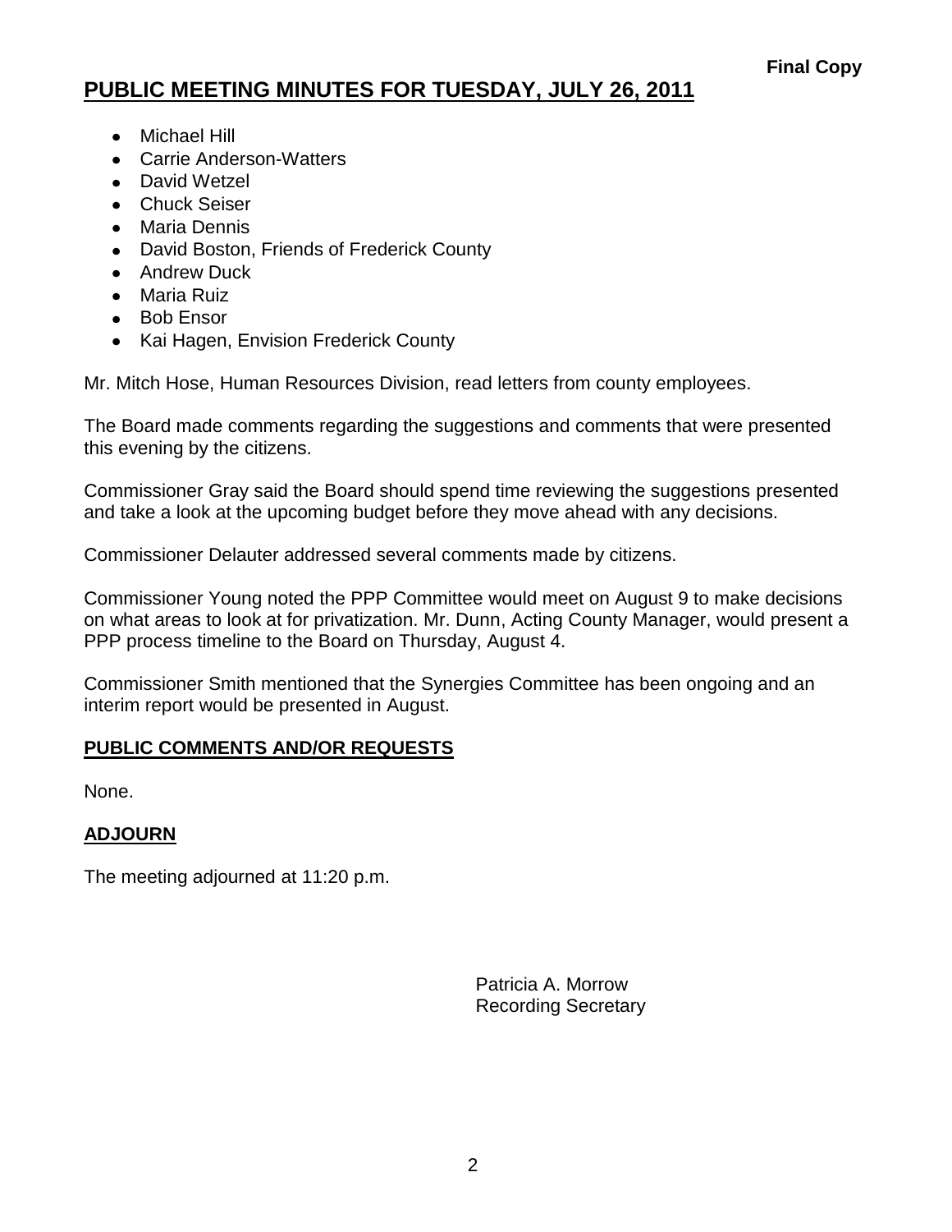**Final Copy**

# PUBLIC MEETING MINUTES FOR TUESDAY, JULY 26, 2011

- Michael Hill
- Carrie Anderson-Watters
- David Wetzel
- Chuck Seiser
- Maria Dennis
- David Boston, Friends of Frederick County
- Andrew Duck
- Maria Ruiz
- Bob Ensor
- Kai Hagen, Envision Frederick County

Mr. Mitch Hose, Human Resources Division, read letters from county employees.

The Board made comments regarding the suggestions and comments that were presented this evening by the citizens.

Commissioner Gray said the Board should spend time reviewing the suggestions presented and take a look at the upcoming budget before they move ahead with any decisions.

Commissioner Delauter addressed several comments made by citizens.

Commissioner Young noted the PPP Committee would meet on August 9 to make decisions on what areas to look at for privatization. Mr. Dunn, Acting County Manager, would present a PPP process timeline to the Board on Thursday, August 4.

Commissioner Smith mentioned that the Synergies Committee has been ongoing and an interim report would be presented in August.

## PUBLIC COMMENTS AND/OR REQUESTS

None.

## ADJOURN

The meeting adjourned at 11:20 p.m.

Patricia A. Morrow
Recording Secretary